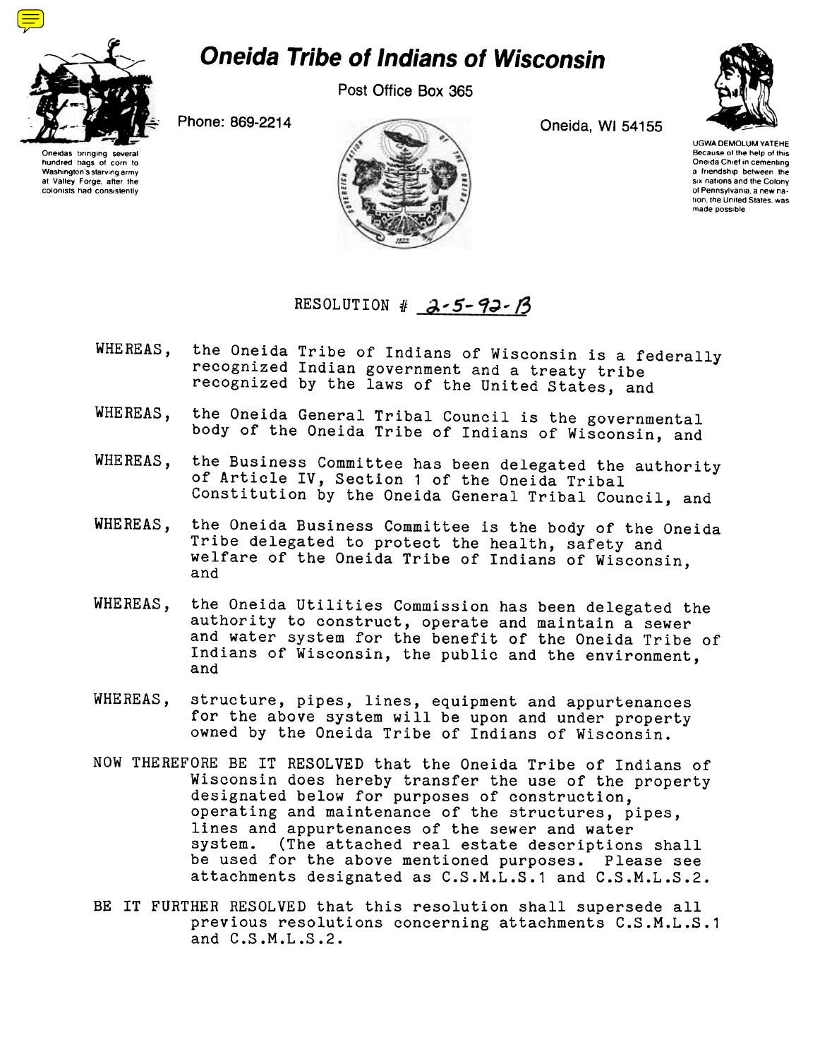# Oneida Tribe of Indians of Wisconsin

Post Office Box 365

Phone: 869-2214

Oneida, WI 54155

Oneidas bringing several hundred bags of corn to Washington's starving army at Valley Forge, after the colonists had consistently

UGWA DEMOLUM YATEHE Because of the help of this Oneida Chief in cementing a friendship between the six nations and the Colony of Pennsylvania, a new nation, the United States, was made possible

RESOLUTION # 2-5-92-B

WHEREAS, the Oneida Tribe of Indians of Wisconsin is a federally recognized Indian government and a treaty tribe recognized by the laws of the United States, and

WHEREAS, the Oneida General Tribal Council is the governmental body of the Oneida Tribe of Indians of Wisconsin, and

WHEREAS, the Business Committee has been delegated the authority of Article IV, Section 1 of the Oneida Tribal Constitution by the Oneida General Tribal Council, and

WHEREAS, the Oneida Business Committee is the body of the Oneida Tribe delegated to protect the health, safety and welfare of the Oneida Tribe of Indians of Wisconsin, and

WHEREAS, the Oneida Utilities Commission has been delegated the authority to construct, operate and maintain a sewer and water system for the benefit of the Oneida Tribe of Indians of Wisconsin, the public and the environment, and

WHEREAS, structure, pipes, lines, equipment and appurtenances for the above system will be upon and under property owned by the Oneida Tribe of Indians of Wisconsin.

NOW THEREFORE BE IT RESOLVED that the Oneida Tribe of Indians of Wisconsin does hereby transfer the use of the property designated below for purposes of construction, operating and maintenance of the structures, pipes, lines and appurtenances of the sewer and water system. (The attached real estate descriptions shall be used for the above mentioned purposes. Please see attachments designated as C.S.M.L.S.1 and C.S.M.L.S.2.

BE IT FURTHER RESOLVED that this resolution shall supersede all previous resolutions concerning attachments C.S.M.L.S.1 and C.S.M.L.S.2.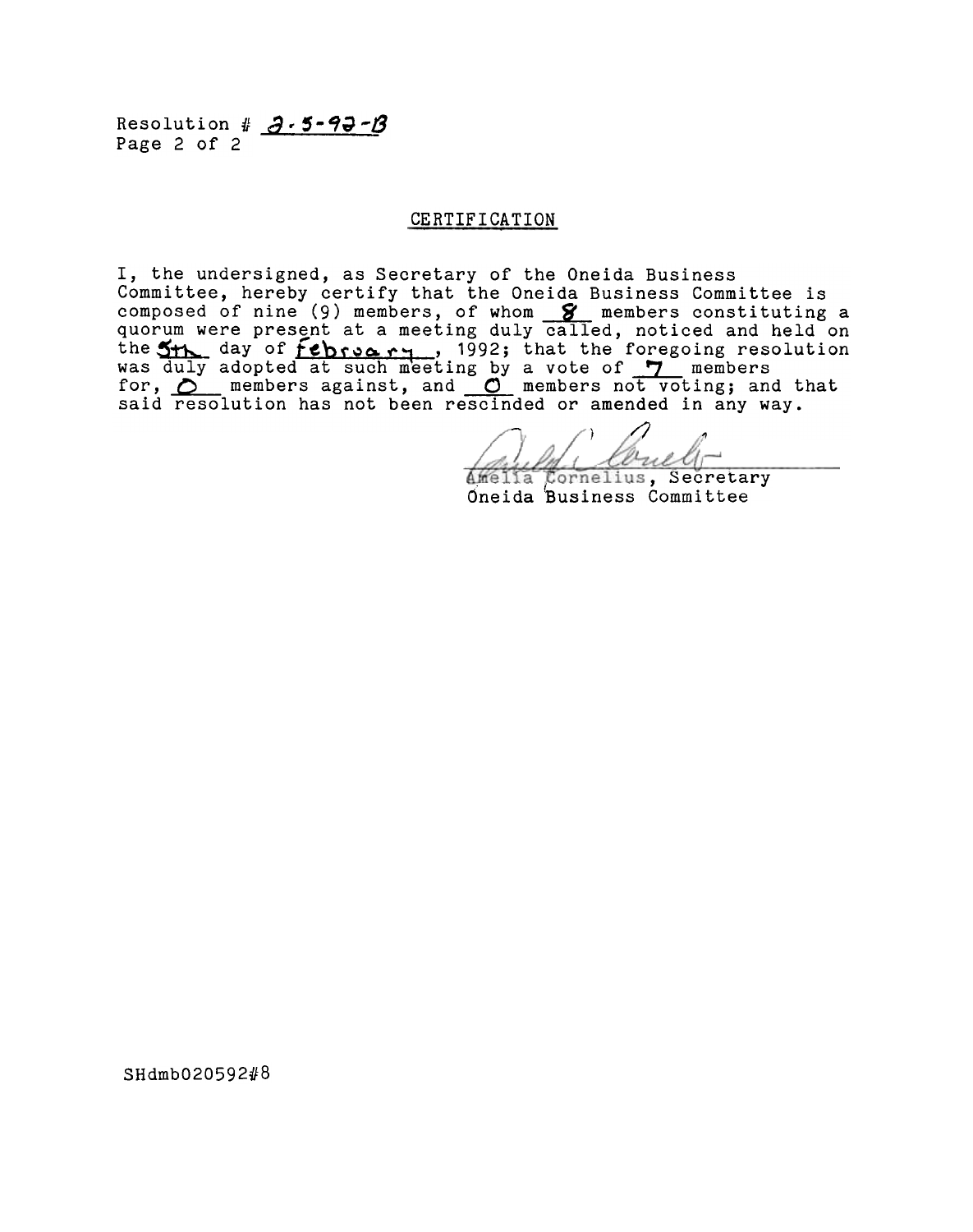Resolution # 2-5-92-B

## CERTIFICATION

I, the undersigned, as Secretary of the Oneida Business Committee, hereby certify that the Oneida Business Committee is composed of nine (9) members, of whom 8 members constituting a quorum were present at a meeting duly called, noticed and held on the 5th day of February, 1992; that the foregoing resolution was duly adopted at such meeting by a vote of 7 members for, 0 members against, and 0 members not voting; and that said resolution has not been rescinded or amended in any way.

Amelia Cornelius, Secretary
Oneida Business Committee

SHdmb020592#8